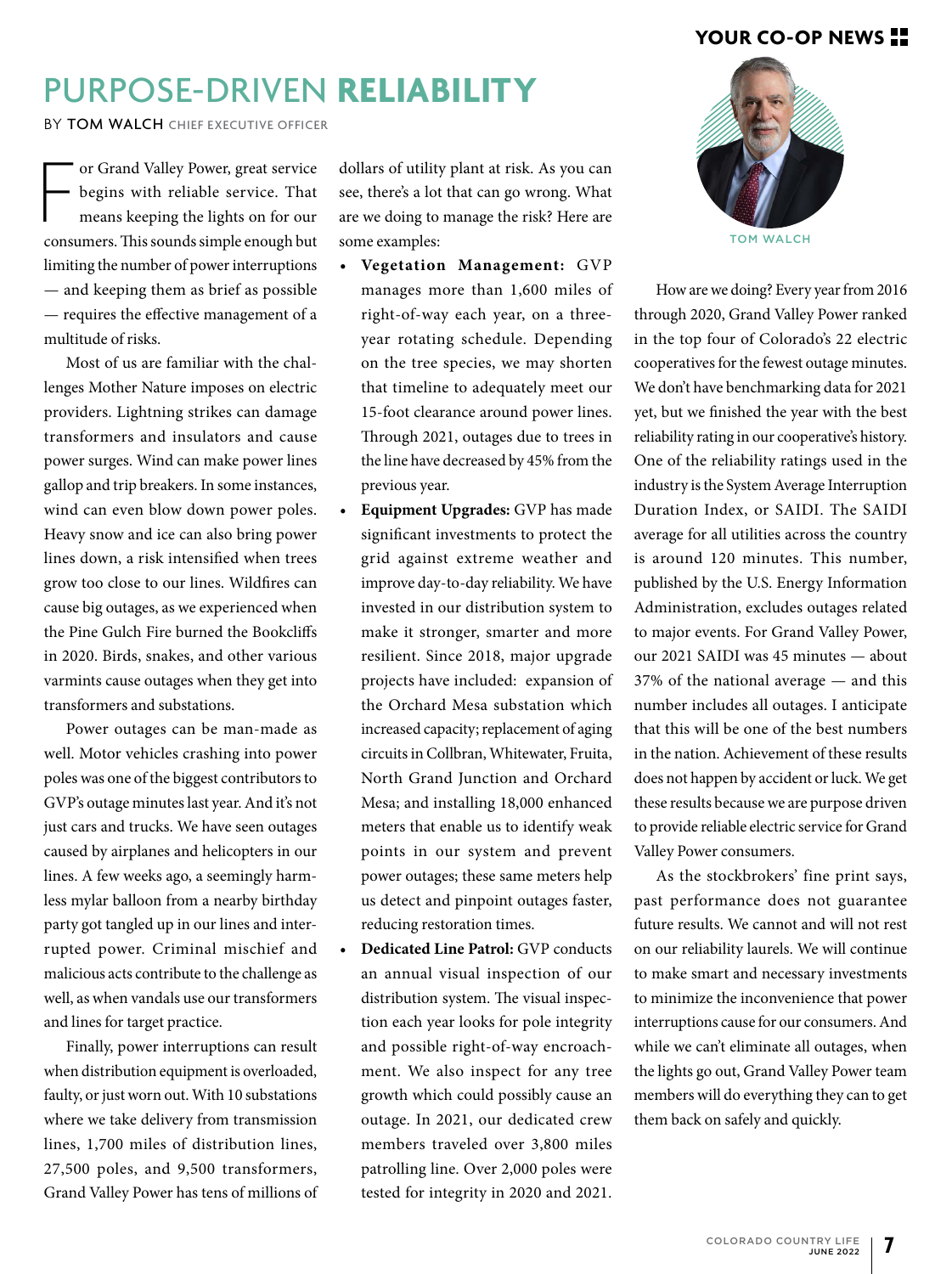# PURPOSE-DRIVEN **RELIABILITY**

BY TOM WALCH CHIEF EXECUTIVE OFFICER

For Grand Valley Power, great service begins with reliable service. That means keeping the lights on for our consumers. This sounds simple enough but limiting the number of power interruptions — and keeping them as brief as possible — requires the effective management of a multitude of risks.

Most of us are familiar with the challenges Mother Nature imposes on electric providers. Lightning strikes can damage transformers and insulators and cause power surges. Wind can make power lines gallop and trip breakers. In some instances, wind can even blow down power poles. Heavy snow and ice can also bring power lines down, a risk intensified when trees grow too close to our lines. Wildfires can cause big outages, as we experienced when the Pine Gulch Fire burned the Bookcliffs in 2020. Birds, snakes, and other various varmints cause outages when they get into transformers and substations.

Power outages can be man-made as well. Motor vehicles crashing into power poles was one of the biggest contributors to GVP's outage minutes last year. And it's not just cars and trucks. We have seen outages caused by airplanes and helicopters in our lines. A few weeks ago, a seemingly harmless mylar balloon from a nearby birthday party got tangled up in our lines and interrupted power. Criminal mischief and malicious acts contribute to the challenge as well, as when vandals use our transformers and lines for target practice.

Finally, power interruptions can result when distribution equipment is overloaded, faulty, or just worn out. With 10 substations where we take delivery from transmission lines, 1,700 miles of distribution lines, 27,500 poles, and 9,500 transformers, Grand Valley Power has tens of millions of dollars of utility plant at risk. As you can see, there's a lot that can go wrong. What are we doing to manage the risk? Here are some examples:

- **Vegetation Management:** GVP manages more than 1,600 miles of right-of-way each year, on a three-year rotating schedule. Depending on the tree species, we may shorten that timeline to adequately meet our 15-foot clearance around power lines. Through 2021, outages due to trees in the line have decreased by 45% from the previous year.
- **Equipment Upgrades:** GVP has made significant investments to protect the grid against extreme weather and improve day-to-day reliability. We have invested in our distribution system to make it stronger, smarter and more resilient. Since 2018, major upgrade projects have included: expansion of the Orchard Mesa substation which increased capacity; replacement of aging circuits in Collbran, Whitewater, Fruita, North Grand Junction and Orchard Mesa; and installing 18,000 enhanced meters that enable us to identify weak points in our system and prevent power outages; these same meters help us detect and pinpoint outages faster, reducing restoration times.
- **Dedicated Line Patrol:** GVP conducts an annual visual inspection of our distribution system. The visual inspection each year looks for pole integrity and possible right-of-way encroachment. We also inspect for any tree growth which could possibly cause an outage. In 2021, our dedicated crew members traveled over 3,800 miles patrolling line. Over 2,000 poles were tested for integrity in 2020 and 2021.

TOM WALCH

How are we doing? Every year from 2016 through 2020, Grand Valley Power ranked in the top four of Colorado's 22 electric cooperatives for the fewest outage minutes. We don't have benchmarking data for 2021 yet, but we finished the year with the best reliability rating in our cooperative's history. One of the reliability ratings used in the industry is the System Average Interruption Duration Index, or SAIDI. The SAIDI average for all utilities across the country is around 120 minutes. This number, published by the U.S. Energy Information Administration, excludes outages related to major events. For Grand Valley Power, our 2021 SAIDI was 45 minutes — about 37% of the national average — and this number includes all outages. I anticipate that this will be one of the best numbers in the nation. Achievement of these results does not happen by accident or luck. We get these results because we are purpose driven to provide reliable electric service for Grand Valley Power consumers.

As the stockbrokers' fine print says, past performance does not guarantee future results. We cannot and will not rest on our reliability laurels. We will continue to make smart and necessary investments to minimize the inconvenience that power interruptions cause for our consumers. And while we can't eliminate all outages, when the lights go out, Grand Valley Power team members will do everything they can to get them back on safely and quickly.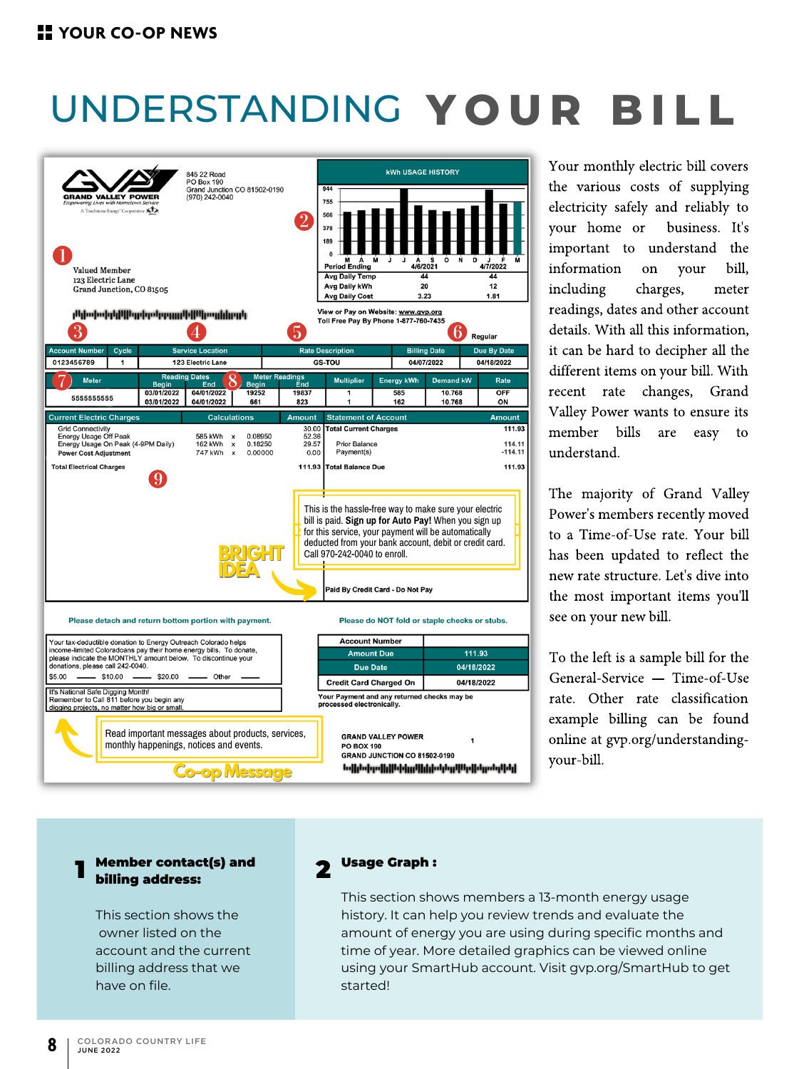# UNDERSTANDING YOUR BILL

GRAND VALLEY POWER
Empowering Lives with Hometown Service
A Touchstone Energy® Cooperative

845 22 Road
PO Box 190
Grand Junction CO 81502-0190
(970) 242-0040

❶

Valued Member
123 Electric Lane
Grand Junction, CO 81505

❷ kWh USAGE HISTORY

| | Period Ending 4/6/2021 | 4/7/2022 |
|---|---|---|
| Avg Daily Temp | 44 | 44 |
| Avg Daily kWh | 20 | 12 |
| Avg Daily Cost | 3.23 | 1.81 |

View or Pay on Website: www.gvp.org
Toll Free Pay By Phone 1-877-760-7435

❸ ❹ ❺ ❻ Regular

| Account Number | Cycle | Service Location | Rate Description | Billing Date | Due By Date |
|---|---|---|---|---|---|
| 0123456789 | 1 | 123 Electric Lane | GS-TOU | 04/07/2022 | 04/18/2022 |

| ❼ Meter | Reading Dates Begin | Reading Dates End | ❽ Meter Readings Begin | Meter Readings End | Multiplier | Energy kWh | Demand kW | Rate |
|---|---|---|---|---|---|---|---|---|
| 5555555555 | 03/01/2022 | 04/01/2022 | 19252 | 19837 | 1 | 585 | 10.768 | OFF |
| | 03/01/2022 | 04/01/2022 | 661 | 823 | 1 | 162 | 10.768 | ON |

| Current Electric Charges | Calculations | Amount |
|---|---|---|
| Grid Connectivity | | 30.00 |
| Energy Usage Off Peak | 585 kWh x 0.08950 | 52.36 |
| Energy Usage On Peak (4-9PM Daily) | 162 kWh x 0.18250 | 29.57 |
| Power Cost Adjustment | 747 kWh x 0.00000 | 0.00 |
| Total Electrical Charges | | 111.93 |

❾

| Statement of Account | Amount |
|---|---|
| Total Current Charges | 111.93 |
| Prior Balance | 114.11 |
| Payment(s) | -114.11 |
| Total Balance Due | 111.93 |

Paid By Credit Card - Do Not Pay

BRIGHT IDEA: This is the hassle-free way to make sure your electric bill is paid. **Sign up for Auto Pay!** When you sign up for this service, your payment will be automatically deducted from your bank account, debit or credit card. Call 970-242-0040 to enroll.

Please detach and return bottom portion with payment.

Please do NOT fold or staple checks or stubs.

Your tax-deductible donation to Energy Outreach Colorado helps income-limited Coloradoans pay their home energy bills. To donate, please indicate the MONTHLY amount below. To discontinue your donations, please call 242-0040.
$5.00 ____ $10.00 ____ $20.00 ____ Other ____

It's National Safe Digging Month! Remember to Call 811 before you begin any digging projects, no matter how big or small.

| Account Number | |
|---|---|
| Amount Due | 111.93 |
| Due Date | 04/18/2022 |
| Credit Card Charged On | 04/18/2022 |

Your Payment and any returned checks may be processed electronically.

GRAND VALLEY POWER
PO BOX 190
GRAND JUNCTION CO 81502-0190

Co-op Message: Read important messages about products, services, monthly happenings, notices and events.

Your monthly electric bill covers the various costs of supplying electricity safely and reliably to your home or business. It's important to understand the information on your bill, including charges, meter readings, dates and other account details. With all this information, it can be hard to decipher all the different items on your bill. With recent rate changes, Grand Valley Power wants to ensure its member bills are easy to understand.

The majority of Grand Valley Power's members recently moved to a Time-of-Use rate. Your bill has been updated to reflect the new rate structure. Let's dive into the most important items you'll see on your new bill.

To the left is a sample bill for the General-Service — Time-of-Use rate. Other rate classification example billing can be found online at gvp.org/understanding-your-bill.

## 1 Member contact(s) and billing address:

This section shows the owner listed on the account and the current billing address that we have on file.

## 2 Usage Graph :

This section shows members a 13-month energy usage history. It can help you review trends and evaluate the amount of energy you are using during specific months and time of year. More detailed graphics can be viewed online using your SmartHub account. Visit gvp.org/SmartHub to get started!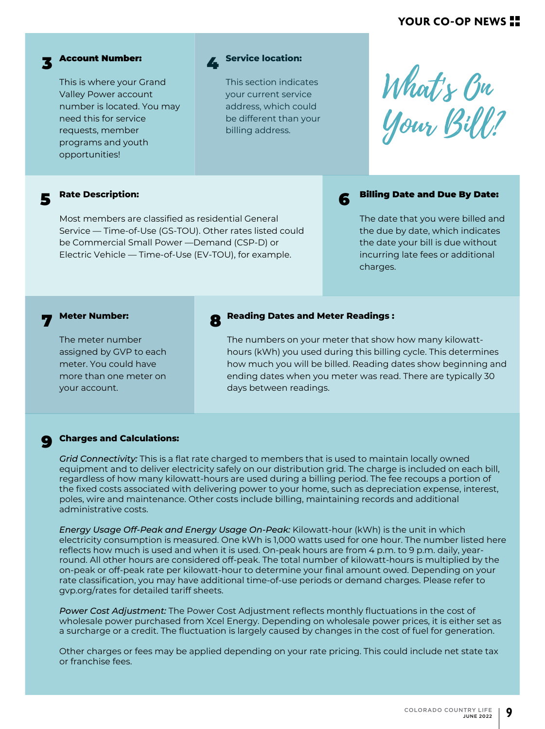# What's On Your Bill?

### 3 Account Number:

This is where your Grand Valley Power account number is located. You may need this for service requests, member programs and youth opportunities!

### 4 Service location:

This section indicates your current service address, which could be different than your billing address.

### 5 Rate Description:

Most members are classified as residential General Service — Time-of-Use (GS-TOU). Other rates listed could be Commercial Small Power —Demand (CSP-D) or Electric Vehicle — Time-of-Use (EV-TOU), for example.

### 6 Billing Date and Due By Date:

The date that you were billed and the due by date, which indicates the date your bill is due without incurring late fees or additional charges.

### 7 Meter Number:

The meter number assigned by GVP to each meter. You could have more than one meter on your account.

### 8 Reading Dates and Meter Readings :

The numbers on your meter that show how many kilowatt-hours (kWh) you used during this billing cycle. This determines how much you will be billed. Reading dates show beginning and ending dates when you meter was read. There are typically 30 days between readings.

### 9 Charges and Calculations:

*Grid Connectivity:* This is a flat rate charged to members that is used to maintain locally owned equipment and to deliver electricity safely on our distribution grid. The charge is included on each bill, regardless of how many kilowatt-hours are used during a billing period. The fee recoups a portion of the fixed costs associated with delivering power to your home, such as depreciation expense, interest, poles, wire and maintenance. Other costs include billing, maintaining records and additional administrative costs.

*Energy Usage Off-Peak and Energy Usage On-Peak:* Kilowatt-hour (kWh) is the unit in which electricity consumption is measured. One kWh is 1,000 watts used for one hour. The number listed here reflects how much is used and when it is used. On-peak hours are from 4 p.m. to 9 p.m. daily, year-round. All other hours are considered off-peak. The total number of kilowatt-hours is multiplied by the on-peak or off-peak rate per kilowatt-hour to determine your final amount owed. Depending on your rate classification, you may have additional time-of-use periods or demand charges. Please refer to gvp.org/rates for detailed tariff sheets.

*Power Cost Adjustment:* The Power Cost Adjustment reflects monthly fluctuations in the cost of wholesale power purchased from Xcel Energy. Depending on wholesale power prices, it is either set as a surcharge or a credit. The fluctuation is largely caused by changes in the cost of fuel for generation.

Other charges or fees may be applied depending on your rate pricing. This could include net state tax or franchise fees.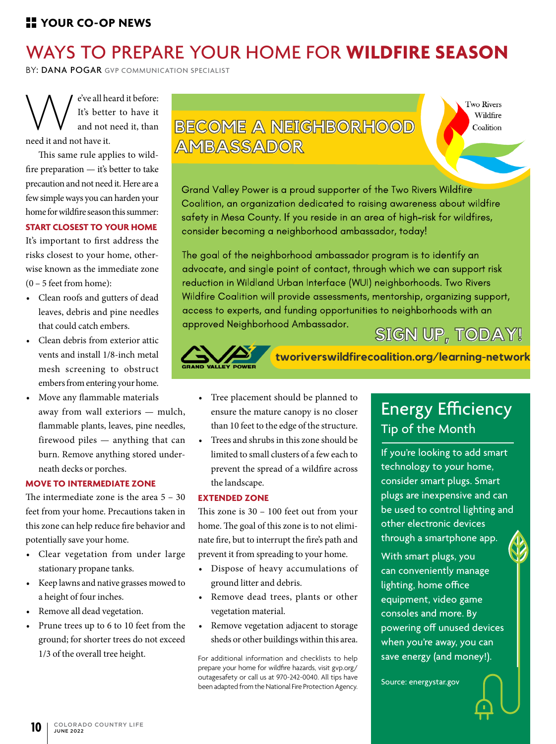YOUR CO-OP NEWS

# WAYS TO PREPARE YOUR HOME FOR **WILDFIRE SEASON**

BY: **DANA POGAR** GVP COMMUNICATION SPECIALIST

We've all heard it before: It's better to have it and not need it, than need it and not have it.

This same rule applies to wildfire preparation — it's better to take precaution and not need it. Here are a few simple ways you can harden your home for wildfire season this summer:

### START CLOSEST TO YOUR HOME

It's important to first address the risks closest to your home, otherwise known as the immediate zone (0 – 5 feet from home):

- Clean roofs and gutters of dead leaves, debris and pine needles that could catch embers.
- Clean debris from exterior attic vents and install 1/8-inch metal mesh screening to obstruct embers from entering your home.
- Move any flammable materials away from wall exteriors — mulch, flammable plants, leaves, pine needles, firewood piles — anything that can burn. Remove anything stored underneath decks or porches.

### MOVE TO INTERMEDIATE ZONE

The intermediate zone is the area 5 – 30 feet from your home. Precautions taken in this zone can help reduce fire behavior and potentially save your home.

- Clear vegetation from under large stationary propane tanks.
- Keep lawns and native grasses mowed to a height of four inches.
- Remove all dead vegetation.
- Prune trees up to 6 to 10 feet from the ground; for shorter trees do not exceed 1/3 of the overall tree height.
- Tree placement should be planned to ensure the mature canopy is no closer than 10 feet to the edge of the structure.
- Trees and shrubs in this zone should be limited to small clusters of a few each to prevent the spread of a wildfire across the landscape.

### EXTENDED ZONE

This zone is 30 – 100 feet out from your home. The goal of this zone is to not eliminate fire, but to interrupt the fire's path and prevent it from spreading to your home.

- Dispose of heavy accumulations of ground litter and debris.
- Remove dead trees, plants or other vegetation material.
- Remove vegetation adjacent to storage sheds or other buildings within this area.

For additional information and checklists to help prepare your home for wildfire hazards, visit gvp.org/outagesafety or call us at 970-242-0040. All tips have been adapted from the National Fire Protection Agency.

## BECOME A NEIGHBORHOOD AMBASSADOR

Two Rivers Wildfire Coalition

Grand Valley Power is a proud supporter of the Two Rivers Wildfire Coalition, an organization dedicated to raising awareness about wildfire safety in Mesa County. If you reside in an area of high-risk for wildfires, consider becoming a neighborhood ambassador, today!

The goal of the neighborhood ambassador program is to identify an advocate, and single point of contact, through which we can support risk reduction in Wildland Urban Interface (WUI) neighborhoods. Two Rivers Wildfire Coalition will provide assessments, mentorship, organizing support, access to experts, and funding opportunities to neighborhoods with an approved Neighborhood Ambassador.

**SIGN UP, TODAY!**

GRAND VALLEY POWER

**tworiverswildfirecoalition.org/learning-network**

## Energy Efficiency
### Tip of the Month

If you're looking to add smart technology to your home, consider smart plugs. Smart plugs are inexpensive and can be used to control lighting and other electronic devices through a smartphone app.

With smart plugs, you can conveniently manage lighting, home office equipment, video game consoles and more. By powering off unused devices when you're away, you can save energy (and money!).

Source: energystar.gov